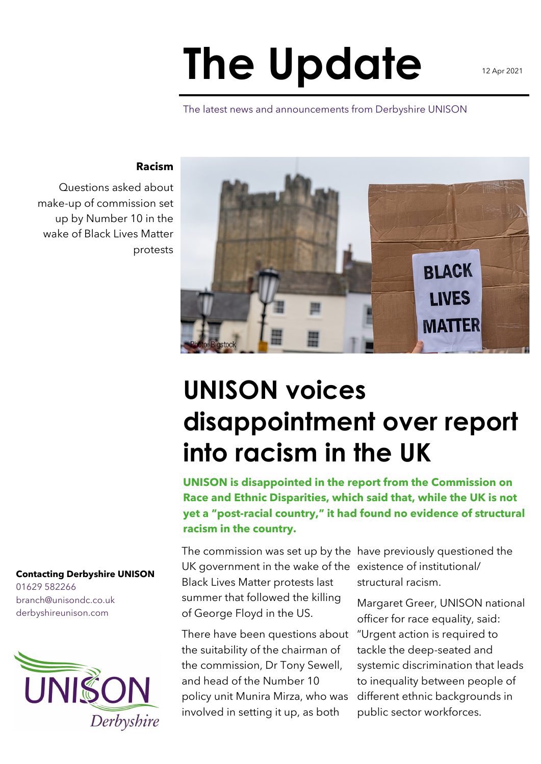# The Update

12 Apr 2021

The latest news and announcements from Derbyshire UNISON

**Racism**

Questions asked about make-up of commission set up by Number 10 in the wake of Black Lives Matter protests

Photo: Bigstock

## UNISON voices disappointment over report into racism in the UK

**UNISON is disappointed in the report from the Commission on Race and Ethnic Disparities, which said that, while the UK is not yet a "post-racial country," it had found no evidence of structural racism in the country.**

The commission was set up by the UK government in the wake of the Black Lives Matter protests last summer that followed the killing of George Floyd in the US.

There have been questions about the suitability of the chairman of the commission, Dr Tony Sewell, and head of the Number 10 policy unit Munira Mirza, who was involved in setting it up, as both have previously questioned the existence of institutional/ structural racism.

Margaret Greer, UNISON national officer for race equality, said: "Urgent action is required to tackle the deep-seated and systemic discrimination that leads to inequality between people of different ethnic backgrounds in public sector workforces.

**Contacting Derbyshire UNISON**
01629 582266
branch@unisondc.co.uk
derbyshireunison.com

UNISON Derbyshire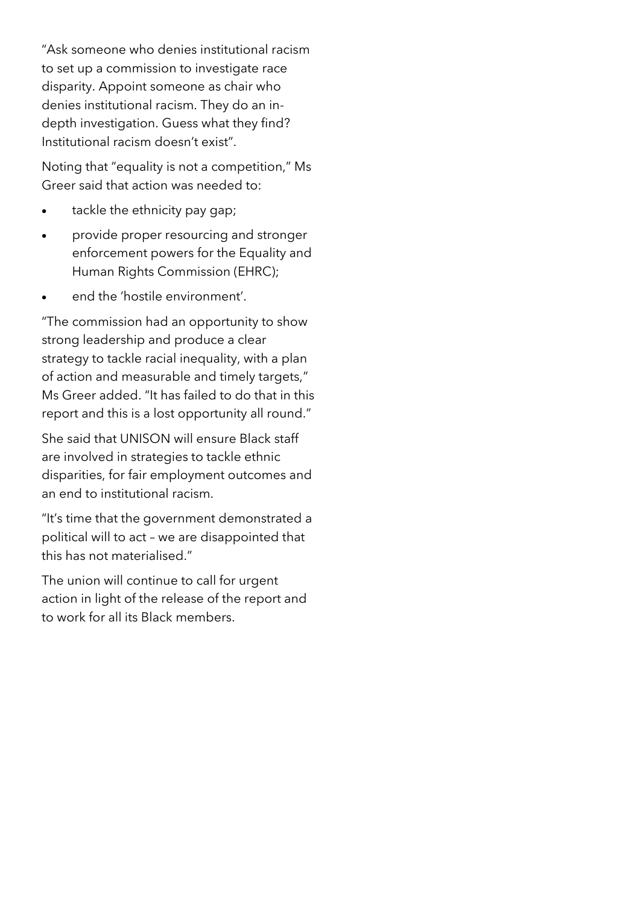"Ask someone who denies institutional racism to set up a commission to investigate race disparity. Appoint someone as chair who denies institutional racism. They do an in-depth investigation. Guess what they find? Institutional racism doesn't exist".

Noting that "equality is not a competition," Ms Greer said that action was needed to:

- tackle the ethnicity pay gap;
- provide proper resourcing and stronger enforcement powers for the Equality and Human Rights Commission (EHRC);
- end the 'hostile environment'.

"The commission had an opportunity to show strong leadership and produce a clear strategy to tackle racial inequality, with a plan of action and measurable and timely targets," Ms Greer added. "It has failed to do that in this report and this is a lost opportunity all round."

She said that UNISON will ensure Black staff are involved in strategies to tackle ethnic disparities, for fair employment outcomes and an end to institutional racism.

"It's time that the government demonstrated a political will to act – we are disappointed that this has not materialised."

The union will continue to call for urgent action in light of the release of the report and to work for all its Black members.